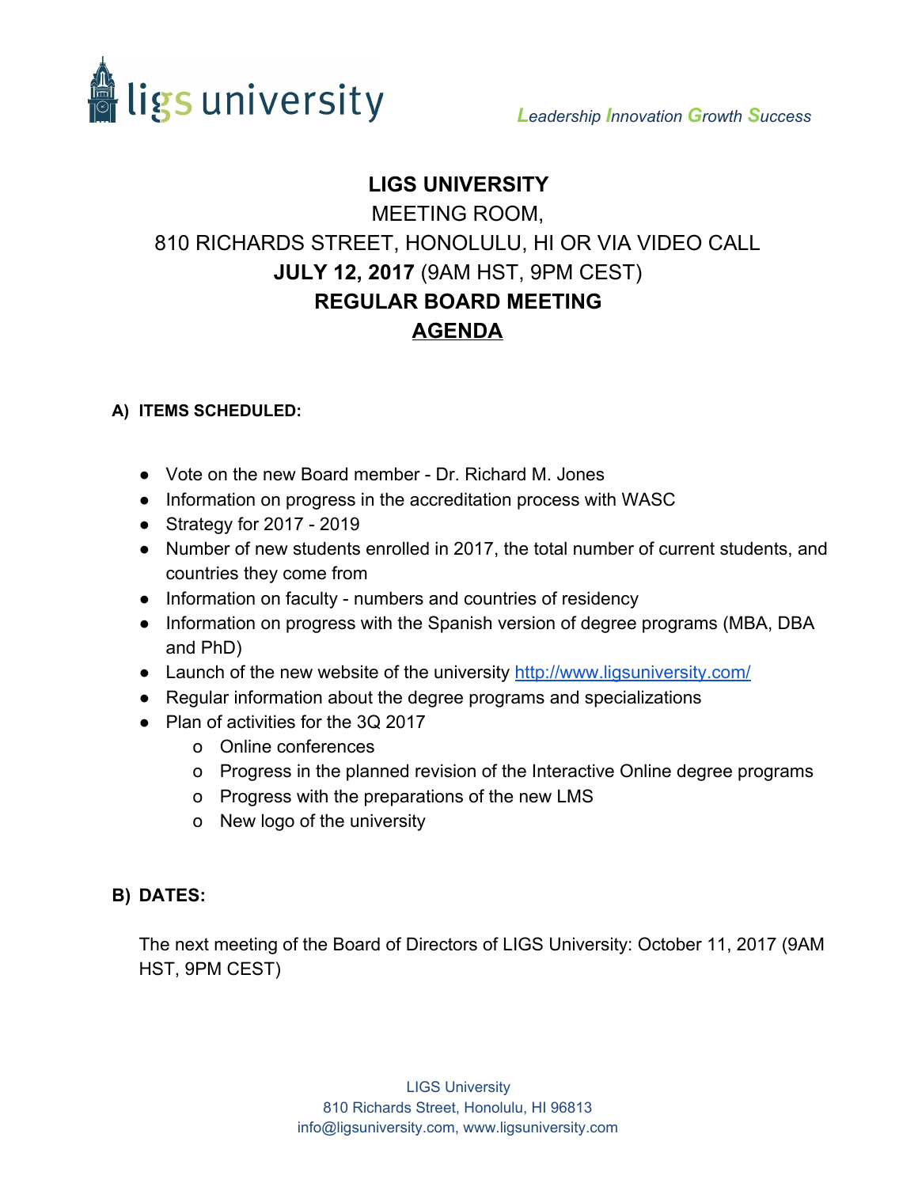ligs university

*Leadership Innovation Growth Success*

# LIGS UNIVERSITY

MEETING ROOM,

810 RICHARDS STREET, HONOLULU, HI OR VIA VIDEO CALL

**JULY 12, 2017** (9AM HST, 9PM CEST)

**REGULAR BOARD MEETING**

**AGENDA**

## A) ITEMS SCHEDULED:

- Vote on the new Board member - Dr. Richard M. Jones
- Information on progress in the accreditation process with WASC
- Strategy for 2017 - 2019
- Number of new students enrolled in 2017, the total number of current students, and countries they come from
- Information on faculty - numbers and countries of residency
- Information on progress with the Spanish version of degree programs (MBA, DBA and PhD)
- Launch of the new website of the university http://www.ligsuniversity.com/
- Regular information about the degree programs and specializations
- Plan of activities for the 3Q 2017
  - Online conferences
  - Progress in the planned revision of the Interactive Online degree programs
  - Progress with the preparations of the new LMS
  - New logo of the university

## B) DATES:

The next meeting of the Board of Directors of LIGS University: October 11, 2017 (9AM HST, 9PM CEST)

LIGS University
810 Richards Street, Honolulu, HI 96813
info@ligsuniversity.com, www.ligsuniversity.com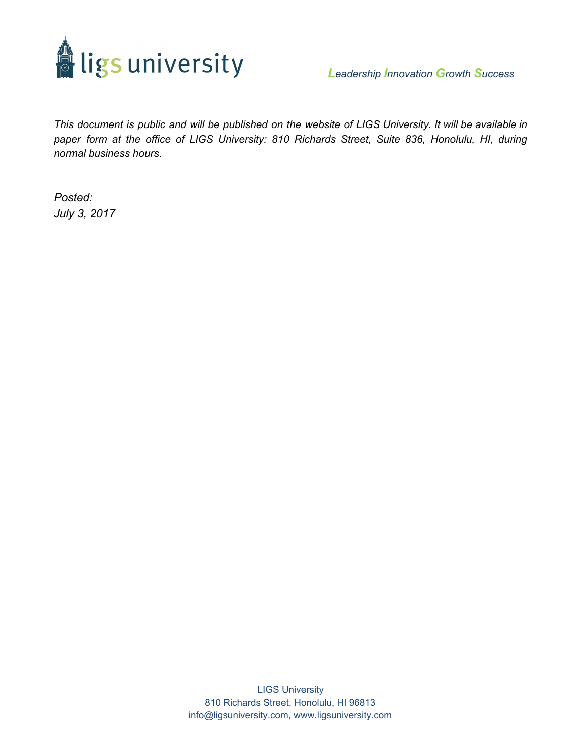*This document is public and will be published on the website of LIGS University. It will be available in paper form at the office of LIGS University: 810 Richards Street, Suite 836, Honolulu, HI, during normal business hours.*

*Posted:*
*July 3, 2017*